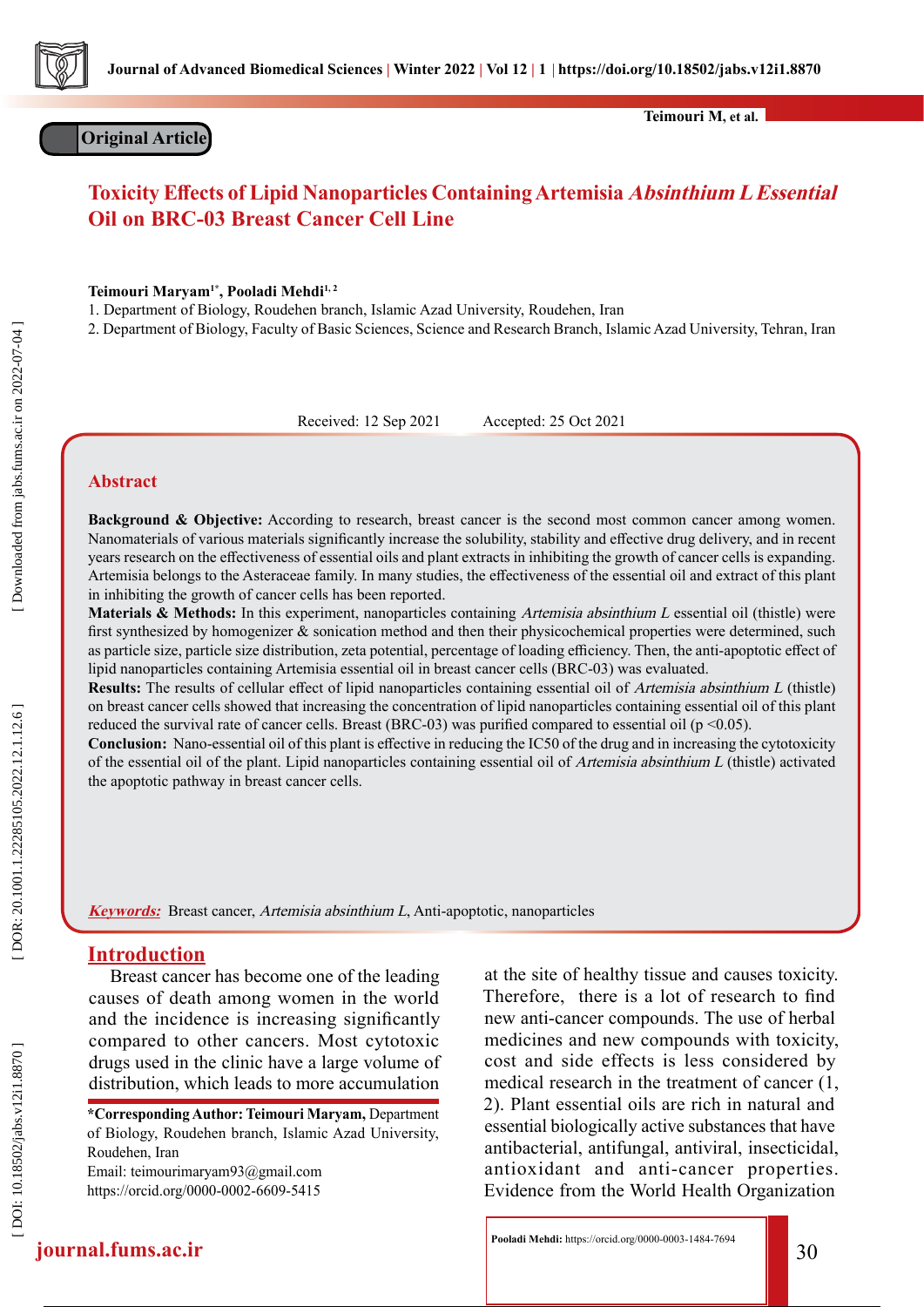Original Article

# Toxicity Effects of Lipid Nanoparticles Containing Artemisia *Absinthium L Essential* Oil on BRC-03 Breast Cancer Cell Line

**Teimouri Maryam[1*], Pooladi Mehdi[1, 2]**

1. Department of Biology, Roudehen branch, Islamic Azad University, Roudehen, Iran
2. Department of Biology, Faculty of Basic Sciences, Science and Research Branch, Islamic Azad University, Tehran, Iran

Received: 12 Sep 2021 Accepted: 25 Oct 2021

## Abstract

**Background & Objective:** According to research, breast cancer is the second most common cancer among women. Nanomaterials of various materials significantly increase the solubility, stability and effective drug delivery, and in recent years research on the effectiveness of essential oils and plant extracts in inhibiting the growth of cancer cells is expanding. Artemisia belongs to the Asteraceae family. In many studies, the effectiveness of the essential oil and extract of this plant in inhibiting the growth of cancer cells has been reported.

**Materials & Methods:** In this experiment, nanoparticles containing *Artemisia absinthium L* essential oil (thistle) were first synthesized by homogenizer & sonication method and then their physicochemical properties were determined, such as particle size, particle size distribution, zeta potential, percentage of loading efficiency. Then, the anti-apoptotic effect of lipid nanoparticles containing Artemisia essential oil in breast cancer cells (BRC-03) was evaluated.

**Results:** The results of cellular effect of lipid nanoparticles containing essential oil of *Artemisia absinthium L* (thistle) on breast cancer cells showed that increasing the concentration of lipid nanoparticles containing essential oil of this plant reduced the survival rate of cancer cells. Breast (BRC-03) was purified compared to essential oil ($p < 0.05$).

**Conclusion:** Nano-essential oil of this plant is effective in reducing the IC50 of the drug and in increasing the cytotoxicity of the essential oil of the plant. Lipid nanoparticles containing essential oil of *Artemisia absinthium L* (thistle) activated the apoptotic pathway in breast cancer cells.

***Keywords:*** Breast cancer, *Artemisia absinthium L*, Anti-apoptotic, nanoparticles

## Introduction

Breast cancer has become one of the leading causes of death among women in the world and the incidence is increasing significantly compared to other cancers. Most cytotoxic drugs used in the clinic have a large volume of distribution, which leads to more accumulation at the site of healthy tissue and causes toxicity. Therefore, there is a lot of research to find new anti-cancer compounds. The use of herbal medicines and new compounds with toxicity, cost and side effects is less considered by medical research in the treatment of cancer (1, 2). Plant essential oils are rich in natural and essential biologically active substances that have antibacterial, antifungal, antiviral, insecticidal, antioxidant and anti-cancer properties. Evidence from the World Health Organization

**\*Corresponding Author: Teimouri Maryam,** Department of Biology, Roudehen branch, Islamic Azad University, Roudehen, Iran
Email: teimourimaryam93@gmail.com
https://orcid.org/0000-0002-6609-5415

**Pooladi Mehdi:** https://orcid.org/0000-0003-1484-7694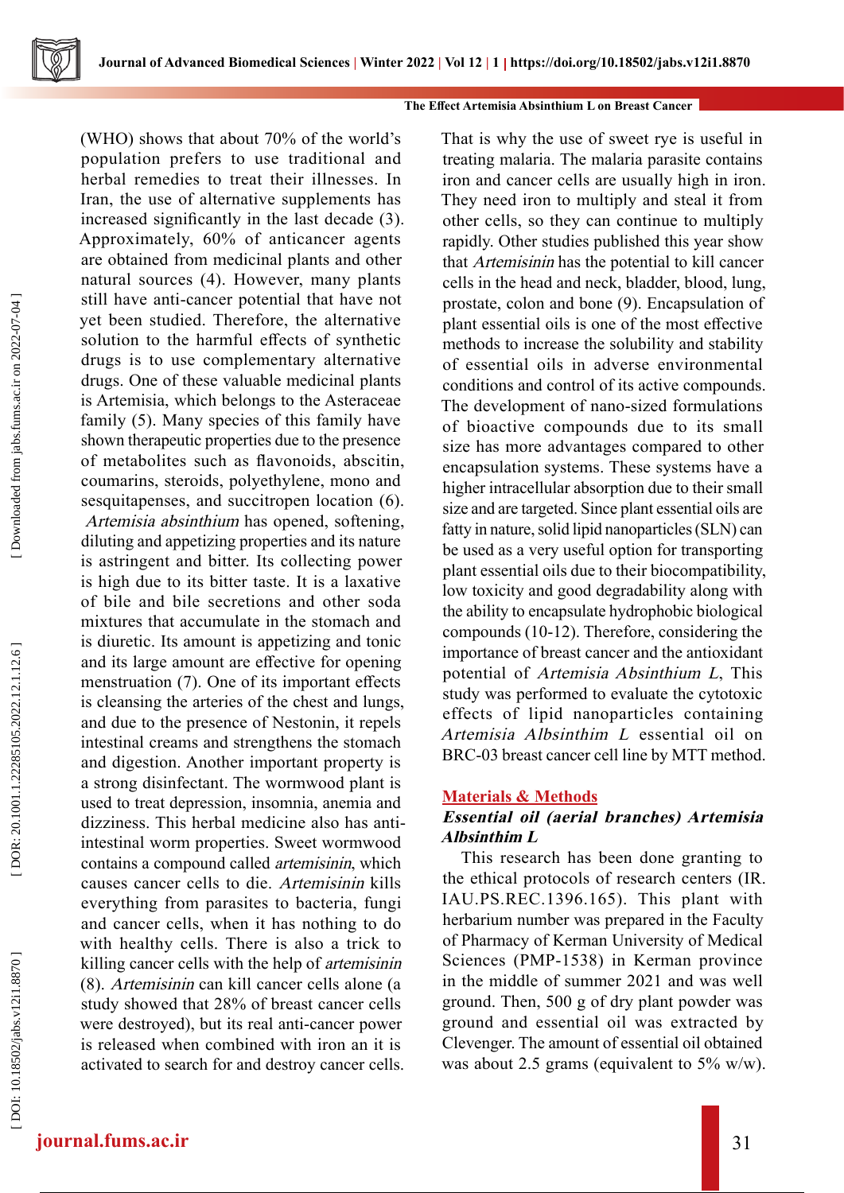(WHO) shows that about 70% of the world's population prefers to use traditional and herbal remedies to treat their illnesses. In Iran, the use of alternative supplements has increased significantly in the last decade (3). Approximately, 60% of anticancer agents are obtained from medicinal plants and other natural sources (4). However, many plants still have anti-cancer potential that have not yet been studied. Therefore, the alternative solution to the harmful effects of synthetic drugs is to use complementary alternative drugs. One of these valuable medicinal plants is Artemisia, which belongs to the Asteraceae family (5). Many species of this family have shown therapeutic properties due to the presence of metabolites such as flavonoids, abscitin, coumarins, steroids, polyethylene, mono and sesquitapenses, and succitropen location (6). *Artemisia absinthium* has opened, softening, diluting and appetizing properties and its nature is astringent and bitter. Its collecting power is high due to its bitter taste. It is a laxative of bile and bile secretions and other soda mixtures that accumulate in the stomach and is diuretic. Its amount is appetizing and tonic and its large amount are effective for opening menstruation (7). One of its important effects is cleansing the arteries of the chest and lungs, and due to the presence of Nestonin, it repels intestinal creams and strengthens the stomach and digestion. Another important property is a strong disinfectant. The wormwood plant is used to treat depression, insomnia, anemia and dizziness. This herbal medicine also has anti-intestinal worm properties. Sweet wormwood contains a compound called *artemisinin*, which causes cancer cells to die. *Artemisinin* kills everything from parasites to bacteria, fungi and cancer cells, when it has nothing to do with healthy cells. There is also a trick to killing cancer cells with the help of *artemisinin* (8). *Artemisinin* can kill cancer cells alone (a study showed that 28% of breast cancer cells were destroyed), but its real anti-cancer power is released when combined with iron an it is activated to search for and destroy cancer cells. That is why the use of sweet rye is useful in treating malaria. The malaria parasite contains iron and cancer cells are usually high in iron. They need iron to multiply and steal it from other cells, so they can continue to multiply rapidly. Other studies published this year show that *Artemisinin* has the potential to kill cancer cells in the head and neck, bladder, blood, lung, prostate, colon and bone (9). Encapsulation of plant essential oils is one of the most effective methods to increase the solubility and stability of essential oils in adverse environmental conditions and control of its active compounds. The development of nano-sized formulations of bioactive compounds due to its small size has more advantages compared to other encapsulation systems. These systems have a higher intracellular absorption due to their small size and are targeted. Since plant essential oils are fatty in nature, solid lipid nanoparticles (SLN) can be used as a very useful option for transporting plant essential oils due to their biocompatibility, low toxicity and good degradability along with the ability to encapsulate hydrophobic biological compounds (10-12). Therefore, considering the importance of breast cancer and the antioxidant potential of *Artemisia Absinthium L*, This study was performed to evaluate the cytotoxic effects of lipid nanoparticles containing *Artemisia Albsinthim L* essential oil on BRC-03 breast cancer cell line by MTT method.

## Materials & Methods

### *Essential oil (aerial branches) Artemisia Albsinthim L*

This research has been done granting to the ethical protocols of research centers (IR. IAU.PS.REC.1396.165). This plant with herbarium number was prepared in the Faculty of Pharmacy of Kerman University of Medical Sciences (PMP-1538) in Kerman province in the middle of summer 2021 and was well ground. Then, 500 g of dry plant powder was ground and essential oil was extracted by Clevenger. The amount of essential oil obtained was about 2.5 grams (equivalent to 5% w/w).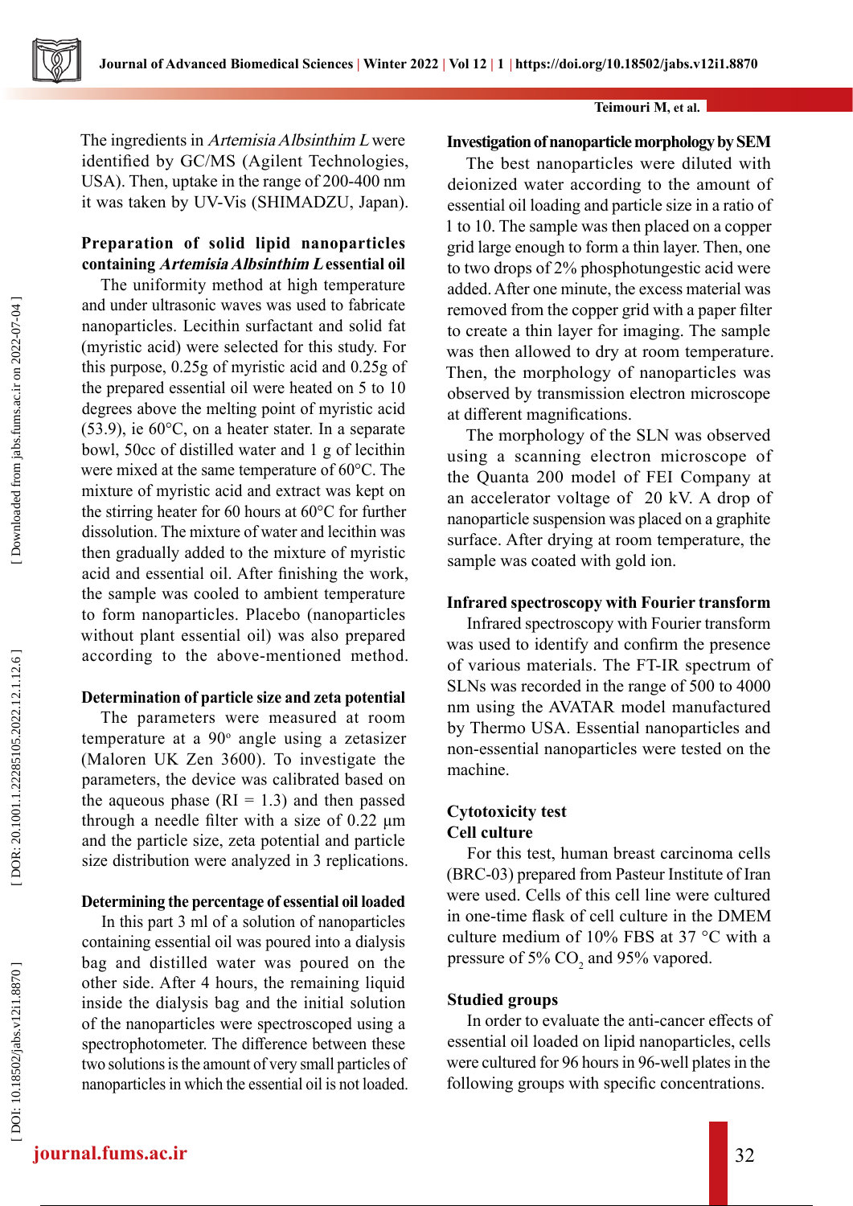The ingredients in *Artemisia Albsinthim L* were identified by GC/MS (Agilent Technologies, USA). Then, uptake in the range of 200-400 nm it was taken by UV-Vis (SHIMADZU, Japan).

**Preparation of solid lipid nanoparticles containing *Artemisia Albsinthim L* essential oil**

The uniformity method at high temperature and under ultrasonic waves was used to fabricate nanoparticles. Lecithin surfactant and solid fat (myristic acid) were selected for this study. For this purpose, 0.25g of myristic acid and 0.25g of the prepared essential oil were heated on 5 to 10 degrees above the melting point of myristic acid (53.9), ie 60°C, on a heater stater. In a separate bowl, 50cc of distilled water and 1 g of lecithin were mixed at the same temperature of 60°C. The mixture of myristic acid and extract was kept on the stirring heater for 60 hours at 60°C for further dissolution. The mixture of water and lecithin was then gradually added to the mixture of myristic acid and essential oil. After finishing the work, the sample was cooled to ambient temperature to form nanoparticles. Placebo (nanoparticles without plant essential oil) was also prepared according to the above-mentioned method.

**Determination of particle size and zeta potential**

The parameters were measured at room temperature at a 90$^{o}$ angle using a zetasizer (Maloren UK Zen 3600). To investigate the parameters, the device was calibrated based on the aqueous phase (RI = 1.3) and then passed through a needle filter with a size of 0.22 μm and the particle size, zeta potential and particle size distribution were analyzed in 3 replications.

**Determining the percentage of essential oil loaded**

In this part 3 ml of a solution of nanoparticles containing essential oil was poured into a dialysis bag and distilled water was poured on the other side. After 4 hours, the remaining liquid inside the dialysis bag and the initial solution of the nanoparticles were spectroscoped using a spectrophotometer. The difference between these two solutions is the amount of very small particles of nanoparticles in which the essential oil is not loaded.

**Investigation of nanoparticle morphology by SEM**

The best nanoparticles were diluted with deionized water according to the amount of essential oil loading and particle size in a ratio of 1 to 10. The sample was then placed on a copper grid large enough to form a thin layer. Then, one to two drops of 2% phosphotungestic acid were added. After one minute, the excess material was removed from the copper grid with a paper filter to create a thin layer for imaging. The sample was then allowed to dry at room temperature. Then, the morphology of nanoparticles was observed by transmission electron microscope at different magnifications.

The morphology of the SLN was observed using a scanning electron microscope of the Quanta 200 model of FEI Company at an accelerator voltage of 20 kV. A drop of nanoparticle suspension was placed on a graphite surface. After drying at room temperature, the sample was coated with gold ion.

**Infrared spectroscopy with Fourier transform**

Infrared spectroscopy with Fourier transform was used to identify and confirm the presence of various materials. The FT-IR spectrum of SLNs was recorded in the range of 500 to 4000 nm using the AVATAR model manufactured by Thermo USA. Essential nanoparticles and non-essential nanoparticles were tested on the machine.

**Cytotoxicity test**

**Cell culture**

For this test, human breast carcinoma cells (BRC-03) prepared from Pasteur Institute of Iran were used. Cells of this cell line were cultured in one-time flask of cell culture in the DMEM culture medium of 10% FBS at 37 °C with a pressure of 5% $CO_2$ and 95% vapored.

**Studied groups**

In order to evaluate the anti-cancer effects of essential oil loaded on lipid nanoparticles, cells were cultured for 96 hours in 96-well plates in the following groups with specific concentrations.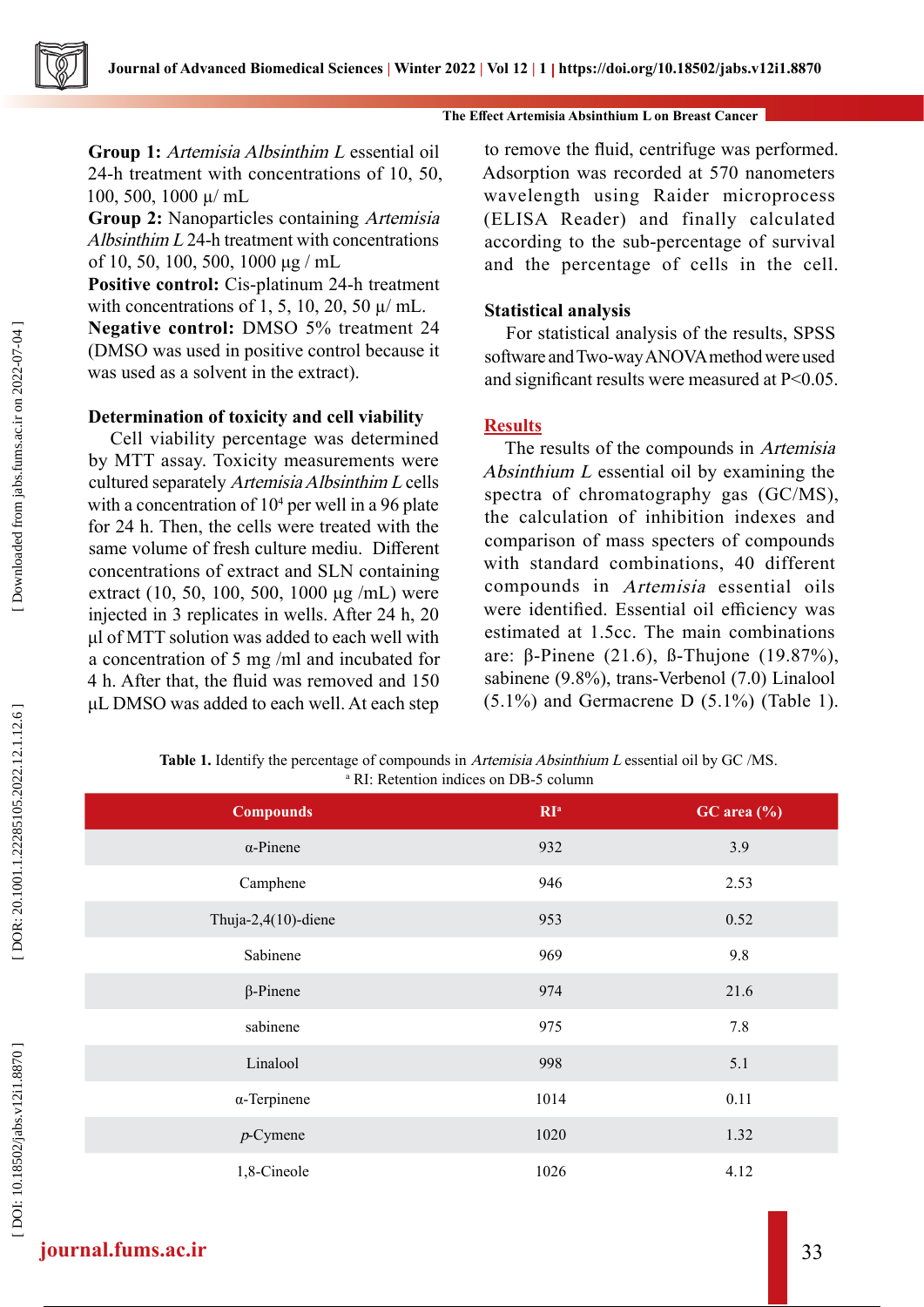**Group 1:** *Artemisia Albsinthim L* essential oil 24-h treatment with concentrations of 10, 50, 100, 500, 1000 µ/ mL

**Group 2:** Nanoparticles containing *Artemisia Albsinthim L* 24-h treatment with concentrations of 10, 50, 100, 500, 1000 µg / mL

**Positive control:** Cis-platinum 24-h treatment with concentrations of 1, 5, 10, 20, 50 µ/ mL.

**Negative control:** DMSO 5% treatment 24 (DMSO was used in positive control because it was used as a solvent in the extract).

### Determination of toxicity and cell viability

Cell viability percentage was determined by MTT assay. Toxicity measurements were cultured separately *Artemisia Albsinthim L* cells with a concentration of $10^4$ per well in a 96 plate for 24 h. Then, the cells were treated with the same volume of fresh culture mediu. Different concentrations of extract and SLN containing extract (10, 50, 100, 500, 1000 µg /mL) were injected in 3 replicates in wells. After 24 h, 20 µl of MTT solution was added to each well with a concentration of 5 mg /ml and incubated for 4 h. After that, the fluid was removed and 150 µL DMSO was added to each well. At each step to remove the fluid, centrifuge was performed. Adsorption was recorded at 570 nanometers wavelength using Raider microprocess (ELISA Reader) and finally calculated according to the sub-percentage of survival and the percentage of cells in the cell.

### Statistical analysis

For statistical analysis of the results, SPSS software and Two-way ANOVA method were used and significant results were measured at $P<0.05$.

## Results

The results of the compounds in *Artemisia Absinthium L* essential oil by examining the spectra of chromatography gas (GC/MS), the calculation of inhibition indexes and comparison of mass specters of compounds with standard combinations, 40 different compounds in *Artemisia* essential oils were identified. Essential oil efficiency was estimated at 1.5cc. The main combinations are: β-Pinene (21.6), ß-Thujone (19.87%), sabinene (9.8%), trans-Verbenol (7.0) Linalool (5.1%) and Germacrene D (5.1%) (Table 1).

**Table 1.** Identify the percentage of compounds in *Artemisia Absinthium L* essential oil by GC /MS.
[a] RI: Retention indices on DB-5 column

| Compounds | RI[a] | GC area (%) |
|---|---|---|
| α-Pinene | 932 | 3.9 |
| Camphene | 946 | 2.53 |
| Thuja-2,4(10)-diene | 953 | 0.52 |
| Sabinene | 969 | 9.8 |
| β-Pinene | 974 | 21.6 |
| sabinene | 975 | 7.8 |
| Linalool | 998 | 5.1 |
| α-Terpinene | 1014 | 0.11 |
| *p*-Cymene | 1020 | 1.32 |
| 1,8-Cineole | 1026 | 4.12 |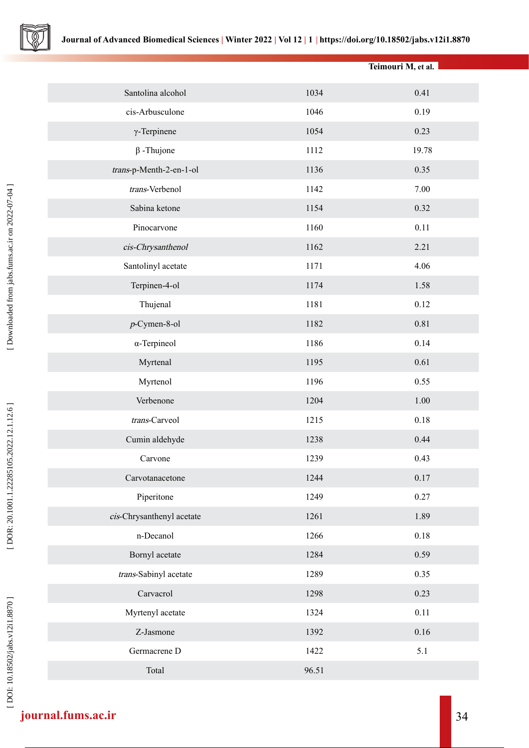| | | |
|---|---|---|
| Santolina alcohol | 1034 | 0.41 |
| cis-Arbusculone | 1046 | 0.19 |
| γ-Terpinene | 1054 | 0.23 |
| β -Thujone | 1112 | 19.78 |
| *trans*-p-Menth-2-en-1-ol | 1136 | 0.35 |
| *trans*-Verbenol | 1142 | 7.00 |
| Sabina ketone | 1154 | 0.32 |
| Pinocarvone | 1160 | 0.11 |
| *cis-Chrysanthenol* | 1162 | 2.21 |
| Santolinyl acetate | 1171 | 4.06 |
| Terpinen-4-ol | 1174 | 1.58 |
| Thujenal | 1181 | 0.12 |
| *p*-Cymen-8-ol | 1182 | 0.81 |
| α-Terpineol | 1186 | 0.14 |
| Myrtenal | 1195 | 0.61 |
| Myrtenol | 1196 | 0.55 |
| Verbenone | 1204 | 1.00 |
| *trans*-Carveol | 1215 | 0.18 |
| Cumin aldehyde | 1238 | 0.44 |
| Carvone | 1239 | 0.43 |
| Carvotanacetone | 1244 | 0.17 |
| Piperitone | 1249 | 0.27 |
| *cis*-Chrysanthenyl acetate | 1261 | 1.89 |
| n-Decanol | 1266 | 0.18 |
| Bornyl acetate | 1284 | 0.59 |
| *trans*-Sabinyl acetate | 1289 | 0.35 |
| Carvacrol | 1298 | 0.23 |
| Myrtenyl acetate | 1324 | 0.11 |
| Z-Jasmone | 1392 | 0.16 |
| Germacrene D | 1422 | 5.1 |
| Total | 96.51 | |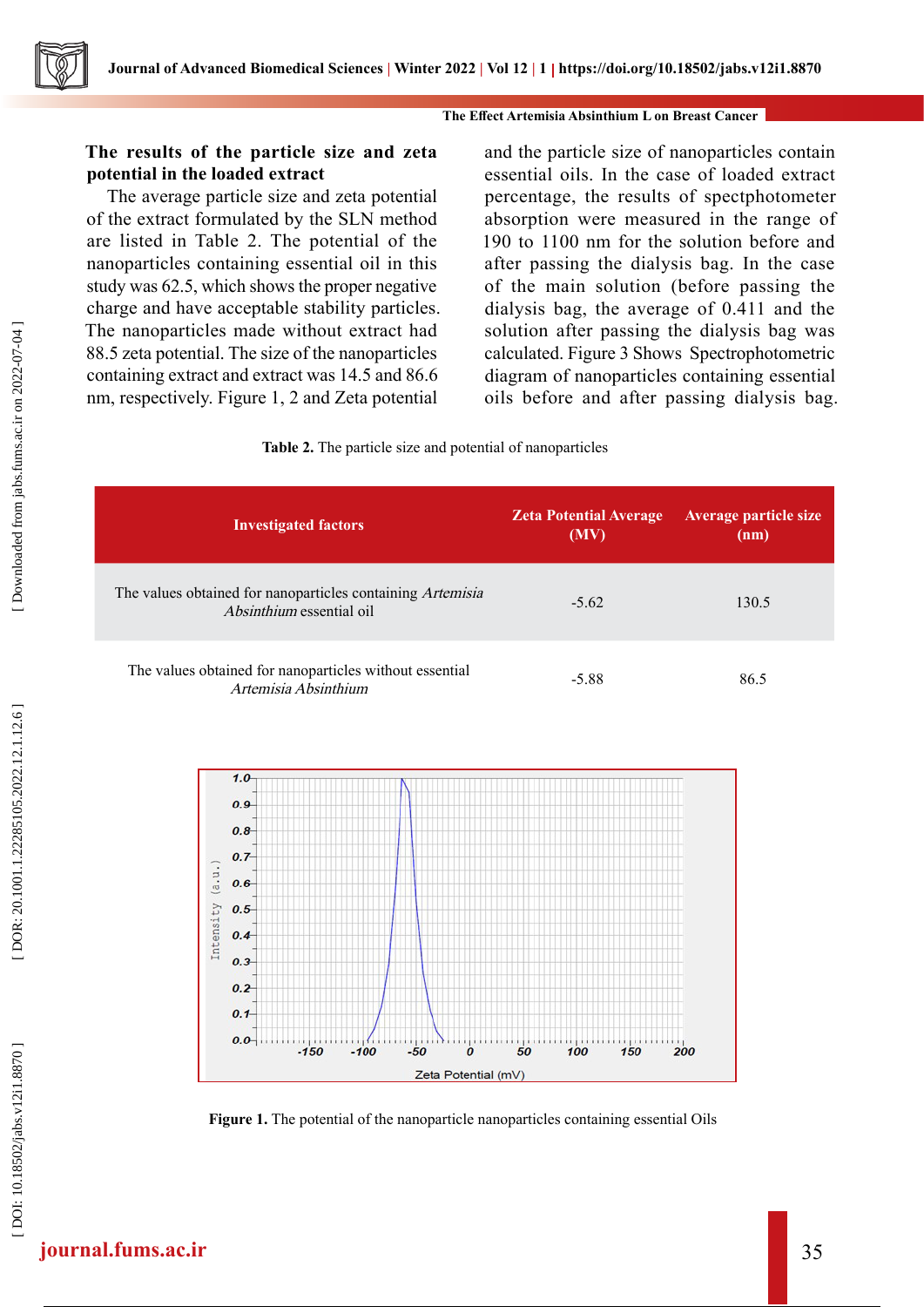### The results of the particle size and zeta potential in the loaded extract

The average particle size and zeta potential of the extract formulated by the SLN method are listed in Table 2. The potential of the nanoparticles containing essential oil in this study was 62.5, which shows the proper negative charge and have acceptable stability particles. The nanoparticles made without extract had 88.5 zeta potential. The size of the nanoparticles containing extract and extract was 14.5 and 86.6 nm, respectively. Figure 1, 2 and Zeta potential and the particle size of nanoparticles contain essential oils. In the case of loaded extract percentage, the results of spectphotometer absorption were measured in the range of 190 to 1100 nm for the solution before and after passing the dialysis bag. In the case of the main solution (before passing the dialysis bag, the average of 0.411 and the solution after passing the dialysis bag was calculated. Figure 3 Shows Spectrophotometric diagram of nanoparticles containing essential oils before and after passing dialysis bag.

**Table 2.** The particle size and potential of nanoparticles

| Investigated factors | Zeta Potential Average (MV) | Average particle size (nm) |
|---|---|---|
| The values obtained for nanoparticles containing *Artemisia Absinthium* essential oil | -5.62 | 130.5 |
| The values obtained for nanoparticles without essential *Artemisia Absinthium* | -5.88 | 86.5 |

**Figure 1.** The potential of the nanoparticle nanoparticles containing essential Oils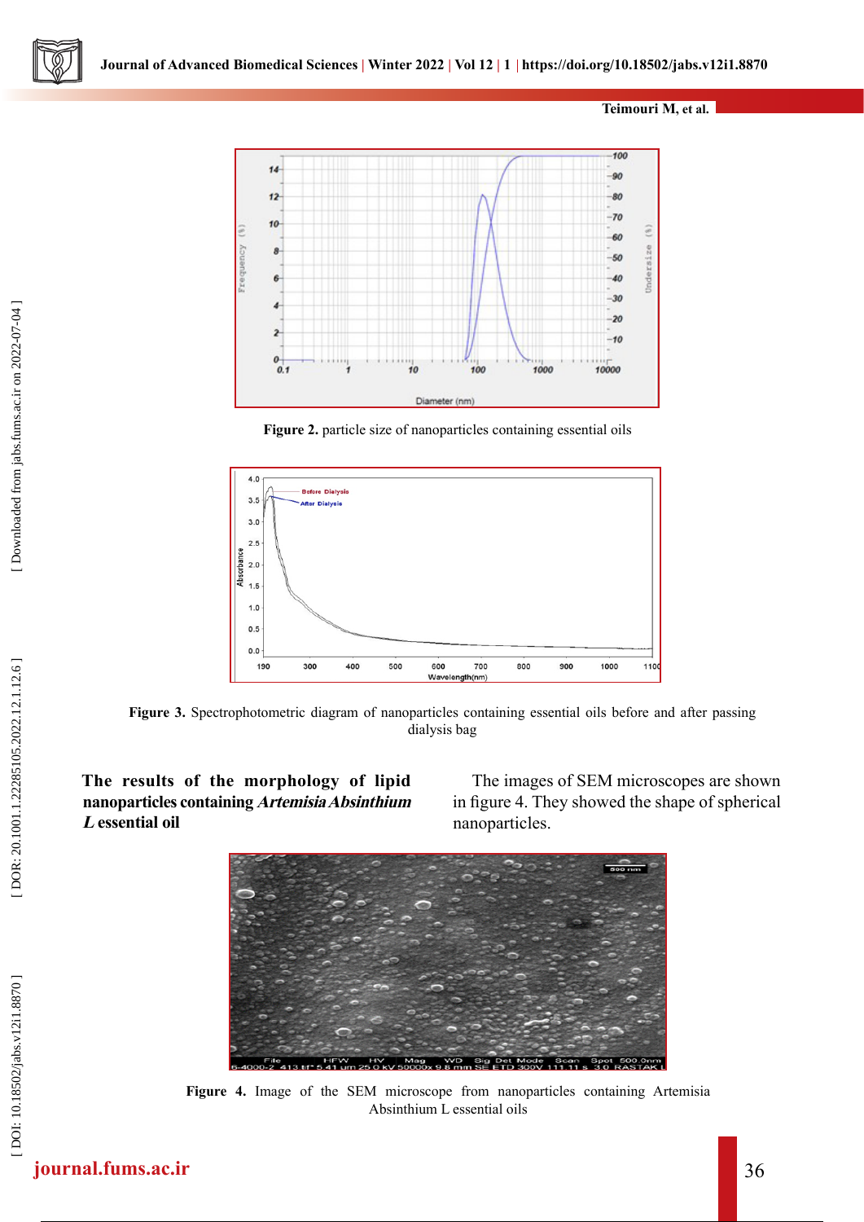Figure 2. particle size of nanoparticles containing essential oils

Figure 3. Spectrophotometric diagram of nanoparticles containing essential oils before and after passing dialysis bag

**The results of the morphology of lipid nanoparticles containing *Artemisia Absinthium L* essential oil**

The images of SEM microscopes are shown in figure 4. They showed the shape of spherical nanoparticles.

Figure 4. Image of the SEM microscope from nanoparticles containing Artemisia Absinthium L essential oils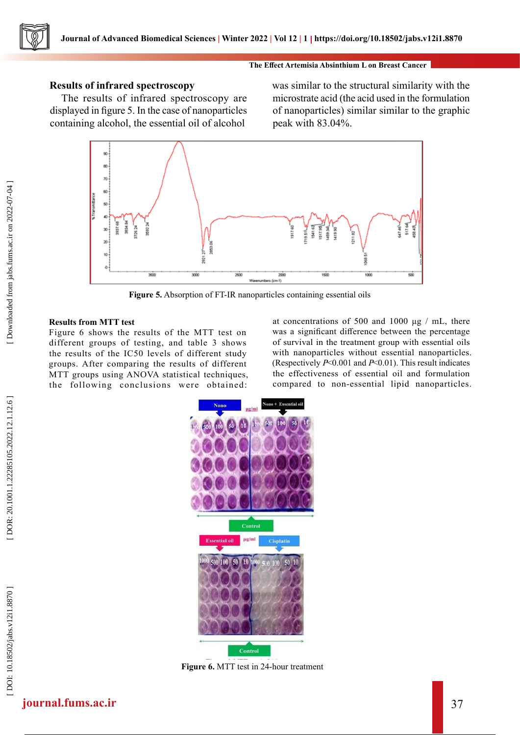### Results of infrared spectroscopy

The results of infrared spectroscopy are displayed in figure 5. In the case of nanoparticles containing alcohol, the essential oil of alcohol was similar to the structural similarity with the microstrate acid (the acid used in the formulation of nanoparticles) similar similar to the graphic peak with 83.04%.

**Figure 5.** Absorption of FT-IR nanoparticles containing essential oils

### Results from MTT test

Figure 6 shows the results of the MTT test on different groups of testing, and table 3 shows the results of the IC50 levels of different study groups. After comparing the results of different MTT groups using ANOVA statistical techniques, the following conclusions were obtained: at concentrations of 500 and 1000 µg / mL, there was a significant difference between the percentage of survival in the treatment group with essential oils with nanoparticles without essential nanoparticles. (Respectively $P<0.001$ and $P<0.01$). This result indicates the effectiveness of essential oil and formulation compared to non-essential lipid nanoparticles.

**Figure 6.** MTT test in 24-hour treatment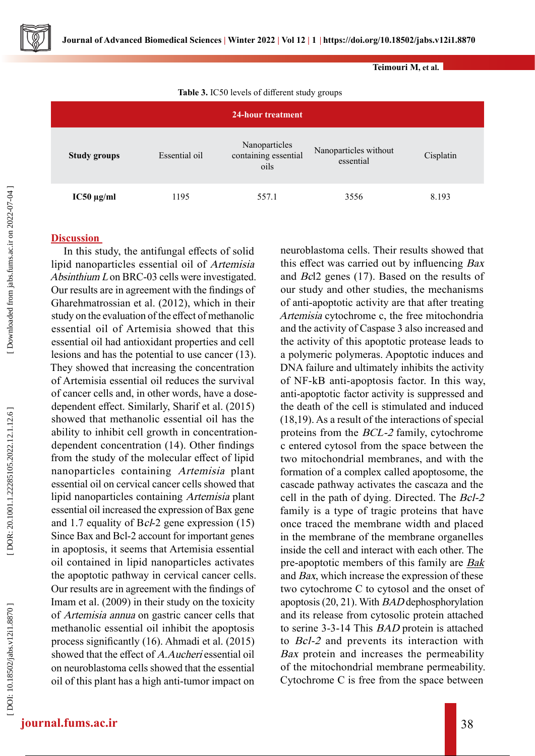**Table 3.** IC50 levels of different study groups

| 24-hour treatment | | | | |
|---|---|---|---|---|
| **Study groups** | Essential oil | Nanoparticles containing essential oils | Nanoparticles without essential | Cisplatin |
| **IC50 µg/ml** | 1195 | 557.1 | 3556 | 8.193 |

## Discussion

In this study, the antifungal effects of solid lipid nanoparticles essential oil of *Artemisia Absinthium L* on BRC-03 cells were investigated. Our results are in agreement with the findings of Gharehmatrossian et al. (2012), which in their study on the evaluation of the effect of methanolic essential oil of Artemisia showed that this essential oil had antioxidant properties and cell lesions and has the potential to use cancer (13). They showed that increasing the concentration of Artemisia essential oil reduces the survival of cancer cells and, in other words, have a dose-dependent effect. Similarly, Sharif et al. (2015) showed that methanolic essential oil has the ability to inhibit cell growth in concentration-dependent concentration (14). Other findings from the study of the molecular effect of lipid nanoparticles containing *Artemisia* plant essential oil on cervical cancer cells showed that lipid nanoparticles containing *Artemisia* plant essential oil increased the expression of Bax gene and 1.7 equality of B*cl*-2 gene expression (15) Since Bax and Bcl-2 account for important genes in apoptosis, it seems that Artemisia essential oil contained in lipid nanoparticles activates the apoptotic pathway in cervical cancer cells. Our results are in agreement with the findings of Imam et al. (2009) in their study on the toxicity of *Artemisia annua* on gastric cancer cells that methanolic essential oil inhibit the apoptosis process significantly (16). Ahmadi et al. (2015) showed that the effect of *A.Aucheri* essential oil on neuroblastoma cells showed that the essential oil of this plant has a high anti-tumor impact on neuroblastoma cells. Their results showed that this effect was carried out by influencing *Bax* and *Bcl*2 genes (17). Based on the results of our study and other studies, the mechanisms of anti-apoptotic activity are that after treating *Artemisia* cytochrome c, the free mitochondria and the activity of Caspase 3 also increased and the activity of this apoptotic protease leads to a polymeric polymeras. Apoptotic induces and DNA failure and ultimately inhibits the activity of NF-kB anti-apoptosis factor. In this way, anti-apoptotic factor activity is suppressed and the death of the cell is stimulated and induced (18,19). As a result of the interactions of special proteins from the *BCL-2* family, cytochrome c entered cytosol from the space between the two mitochondrial membranes, and with the formation of a complex called apoptosome, the cascade pathway activates the cascaza and the cell in the path of dying. Directed. The *Bcl-2* family is a type of tragic proteins that have once traced the membrane width and placed in the membrane of the membrane organelles inside the cell and interact with each other. The pre-apoptotic members of this family are *Bak* and *Bax*, which increase the expression of these two cytochrome C to cytosol and the onset of apoptosis (20, 21). With *BAD* dephosphorylation and its release from cytosolic protein attached to serine 3-3-14 This *BAD* protein is attached to *Bcl-2* and prevents its interaction with *Bax* protein and increases the permeability of the mitochondrial membrane permeability. Cytochrome C is free from the space between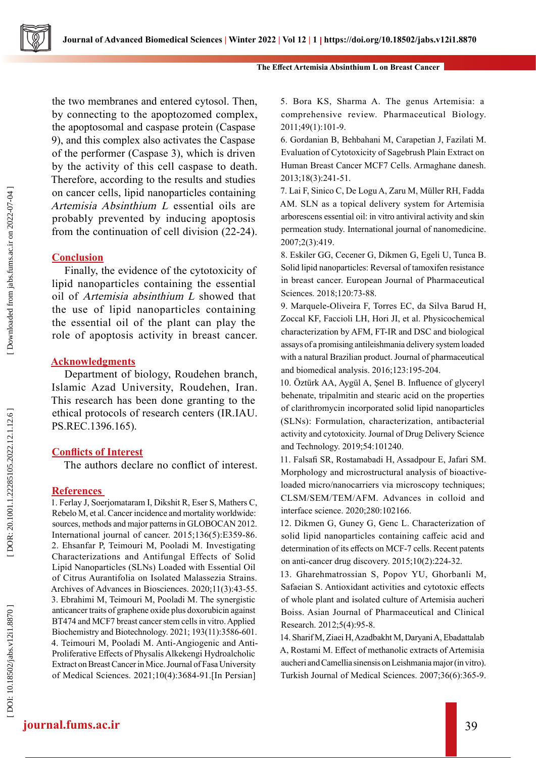the two membranes and entered cytosol. Then, by connecting to the apoptozomed complex, the apoptosomal and caspase protein (Caspase 9), and this complex also activates the Caspase of the performer (Caspase 3), which is driven by the activity of this cell caspase to death. Therefore, according to the results and studies on cancer cells, lipid nanoparticles containing *Artemisia Absinthium L* essential oils are probably prevented by inducing apoptosis from the continuation of cell division (22-24).

## Conclusion

Finally, the evidence of the cytotoxicity of lipid nanoparticles containing the essential oil of *Artemisia absinthium L* showed that the use of lipid nanoparticles containing the essential oil of the plant can play the role of apoptosis activity in breast cancer.

## Acknowledgments

Department of biology, Roudehen branch, Islamic Azad University, Roudehen, Iran. This research has been done granting to the ethical protocols of research centers (IR.IAU.PS.REC.1396.165).

## Conflicts of Interest

The authors declare no conflict of interest.

## References

1. Ferlay J, Soerjomataram I, Dikshit R, Eser S, Mathers C, Rebelo M, et al. Cancer incidence and mortality worldwide: sources, methods and major patterns in GLOBOCAN 2012. International journal of cancer. 2015;136(5):E359-86.
2. Ehsanfar P, Teimouri M, Pooladi M. Investigating Characterizations and Antifungal Effects of Solid Lipid Nanoparticles (SLNs) Loaded with Essential Oil of Citrus Aurantifolia on Isolated Malassezia Strains. Archives of Advances in Biosciences. 2020;11(3):43-55.
3. Ebrahimi M, Teimouri M, Pooladi M. The synergistic anticancer traits of graphene oxide plus doxorubicin against BT474 and MCF7 breast cancer stem cells in vitro. Applied Biochemistry and Biotechnology. 2021; 193(11):3586-601.
4. Teimouri M, Pooladi M. Anti-Angiogenic and Anti-Proliferative Effects of Physalis Alkekengi Hydroalcholic Extract on Breast Cancer in Mice. Journal of Fasa University of Medical Sciences. 2021;10(4):3684-91.[In Persian]
5. Bora KS, Sharma A. The genus Artemisia: a comprehensive review. Pharmaceutical Biology. 2011;49(1):101-9.
6. Gordanian B, Behbahani M, Carapetian J, Fazilati M. Evaluation of Cytotoxicity of Sagebrush Plain Extract on Human Breast Cancer MCF7 Cells. Armaghane danesh. 2013;18(3):241-51.
7. Lai F, Sinico C, De Logu A, Zaru M, Müller RH, Fadda AM. SLN as a topical delivery system for Artemisia arborescens essential oil: in vitro antiviral activity and skin permeation study. International journal of nanomedicine. 2007;2(3):419.
8. Eskiler GG, Cecener G, Dikmen G, Egeli U, Tunca B. Solid lipid nanoparticles: Reversal of tamoxifen resistance in breast cancer. European Journal of Pharmaceutical Sciences. 2018;120:73-88.
9. Marquele-Oliveira F, Torres EC, da Silva Barud H, Zoccal KF, Faccioli LH, Hori JI, et al. Physicochemical characterization by AFM, FT-IR and DSC and biological assays of a promising antileishmania delivery system loaded with a natural Brazilian product. Journal of pharmaceutical and biomedical analysis. 2016;123:195-204.
10. Öztürk AA, Aygül A, Şenel B. Influence of glyceryl behenate, tripalmitin and stearic acid on the properties of clarithromycin incorporated solid lipid nanoparticles (SLNs): Formulation, characterization, antibacterial activity and cytotoxicity. Journal of Drug Delivery Science and Technology. 2019;54:101240.
11. Falsafi SR, Rostamabadi H, Assadpour E, Jafari SM. Morphology and microstructural analysis of bioactive-loaded micro/nanocarriers via microscopy techniques; CLSM/SEM/TEM/AFM. Advances in colloid and interface science. 2020;280:102166.
12. Dikmen G, Guney G, Genc L. Characterization of solid lipid nanoparticles containing caffeic acid and determination of its effects on MCF-7 cells. Recent patents on anti-cancer drug discovery. 2015;10(2):224-32.
13. Gharehmatrossian S, Popov YU, Ghorbanli M, Safaeian S. Antioxidant activities and cytotoxic effects of whole plant and isolated culture of Artemisia aucheri Boiss. Asian Journal of Pharmaceutical and Clinical Research. 2012;5(4):95-8.
14. Sharif M, Ziaei H, Azadbakht M, Daryani A, Ebadattalab A, Rostami M. Effect of methanolic extracts of Artemisia aucheri and Camellia sinensis on Leishmania major (in vitro). Turkish Journal of Medical Sciences. 2007;36(6):365-9.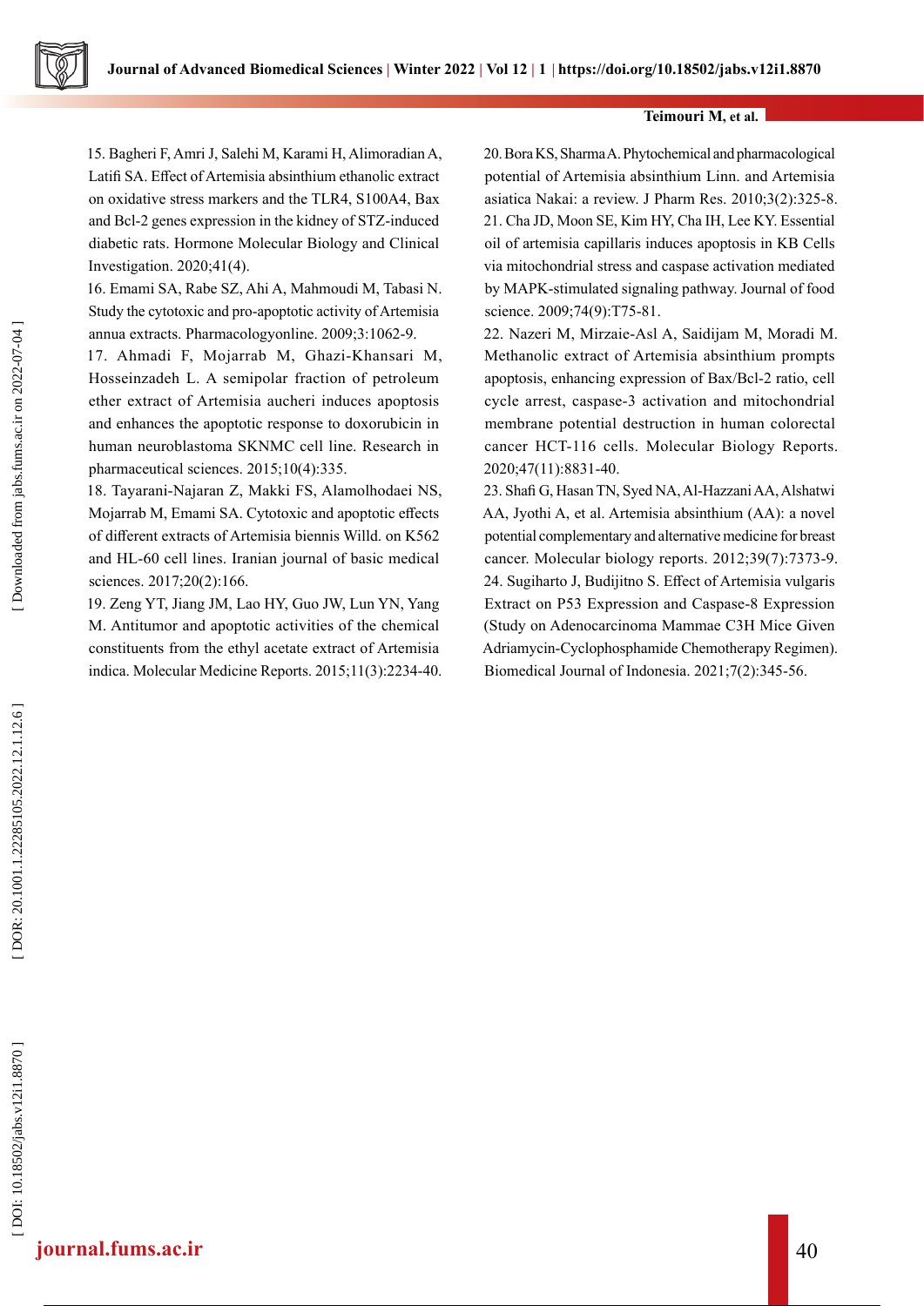15. Bagheri F, Amri J, Salehi M, Karami H, Alimoradian A, Latifi SA. Effect of Artemisia absinthium ethanolic extract on oxidative stress markers and the TLR4, S100A4, Bax and Bcl-2 genes expression in the kidney of STZ-induced diabetic rats. Hormone Molecular Biology and Clinical Investigation. 2020;41(4).

16. Emami SA, Rabe SZ, Ahi A, Mahmoudi M, Tabasi N. Study the cytotoxic and pro-apoptotic activity of Artemisia annua extracts. Pharmacologyonline. 2009;3:1062-9.

17. Ahmadi F, Mojarrab M, Ghazi-Khansari M, Hosseinzadeh L. A semipolar fraction of petroleum ether extract of Artemisia aucheri induces apoptosis and enhances the apoptotic response to doxorubicin in human neuroblastoma SKNMC cell line. Research in pharmaceutical sciences. 2015;10(4):335.

18. Tayarani-Najaran Z, Makki FS, Alamolhodaei NS, Mojarrab M, Emami SA. Cytotoxic and apoptotic effects of different extracts of Artemisia biennis Willd. on K562 and HL-60 cell lines. Iranian journal of basic medical sciences. 2017;20(2):166.

19. Zeng YT, Jiang JM, Lao HY, Guo JW, Lun YN, Yang M. Antitumor and apoptotic activities of the chemical constituents from the ethyl acetate extract of Artemisia indica. Molecular Medicine Reports. 2015;11(3):2234-40.

20. Bora KS, Sharma A. Phytochemical and pharmacological potential of Artemisia absinthium Linn. and Artemisia asiatica Nakai: a review. J Pharm Res. 2010;3(2):325-8.

21. Cha JD, Moon SE, Kim HY, Cha IH, Lee KY. Essential oil of artemisia capillaris induces apoptosis in KB Cells via mitochondrial stress and caspase activation mediated by MAPK-stimulated signaling pathway. Journal of food science. 2009;74(9):T75-81.

22. Nazeri M, Mirzaie-Asl A, Saidijam M, Moradi M. Methanolic extract of Artemisia absinthium prompts apoptosis, enhancing expression of Bax/Bcl-2 ratio, cell cycle arrest, caspase-3 activation and mitochondrial membrane potential destruction in human colorectal cancer HCT-116 cells. Molecular Biology Reports. 2020;47(11):8831-40.

23. Shafi G, Hasan TN, Syed NA, Al-Hazzani AA, Alshatwi AA, Jyothi A, et al. Artemisia absinthium (AA): a novel potential complementary and alternative medicine for breast cancer. Molecular biology reports. 2012;39(7):7373-9.

24. Sugiharto J, Budijitno S. Effect of Artemisia vulgaris Extract on P53 Expression and Caspase-8 Expression (Study on Adenocarcinoma Mammae C3H Mice Given Adriamycin-Cyclophosphamide Chemotherapy Regimen). Biomedical Journal of Indonesia. 2021;7(2):345-56.